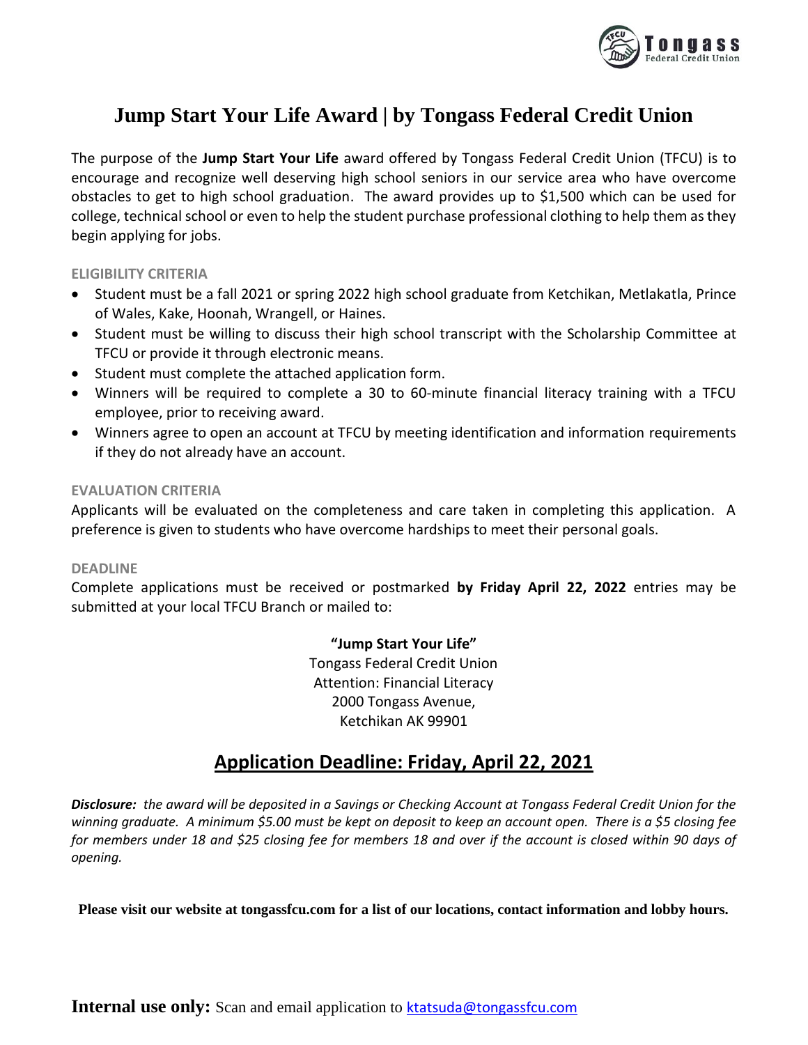# Jump Start Your Life Award | by Tongass Federal Credit Union

The purpose of the **Jump Start Your Life** award offered by Tongass Federal Credit Union (TFCU) is to encourage and recognize well deserving high school seniors in our service area who have overcome obstacles to get to high school graduation. The award provides up to $1,500 which can be used for college, technical school or even to help the student purchase professional clothing to help them as they begin applying for jobs.

### ELIGIBILITY CRITERIA

- Student must be a fall 2021 or spring 2022 high school graduate from Ketchikan, Metlakatla, Prince of Wales, Kake, Hoonah, Wrangell, or Haines.
- Student must be willing to discuss their high school transcript with the Scholarship Committee at TFCU or provide it through electronic means.
- Student must complete the attached application form.
- Winners will be required to complete a 30 to 60-minute financial literacy training with a TFCU employee, prior to receiving award.
- Winners agree to open an account at TFCU by meeting identification and information requirements if they do not already have an account.

### EVALUATION CRITERIA

Applicants will be evaluated on the completeness and care taken in completing this application. A preference is given to students who have overcome hardships to meet their personal goals.

### DEADLINE

Complete applications must be received or postmarked **by Friday April 22, 2022** entries may be submitted at your local TFCU Branch or mailed to:

**"Jump Start Your Life"**
Tongass Federal Credit Union
Attention: Financial Literacy
2000 Tongass Avenue,
Ketchikan AK 99901

## Application Deadline: Friday, April 22, 2021

***Disclosure:*** *the award will be deposited in a Savings or Checking Account at Tongass Federal Credit Union for the winning graduate. A minimum $5.00 must be kept on deposit to keep an account open. There is a $5 closing fee for members under 18 and $25 closing fee for members 18 and over if the account is closed within 90 days of opening.*

**Please visit our website at tongassfcu.com for a list of our locations, contact information and lobby hours.**

**Internal use only:** Scan and email application to ktatsuda@tongassfcu.com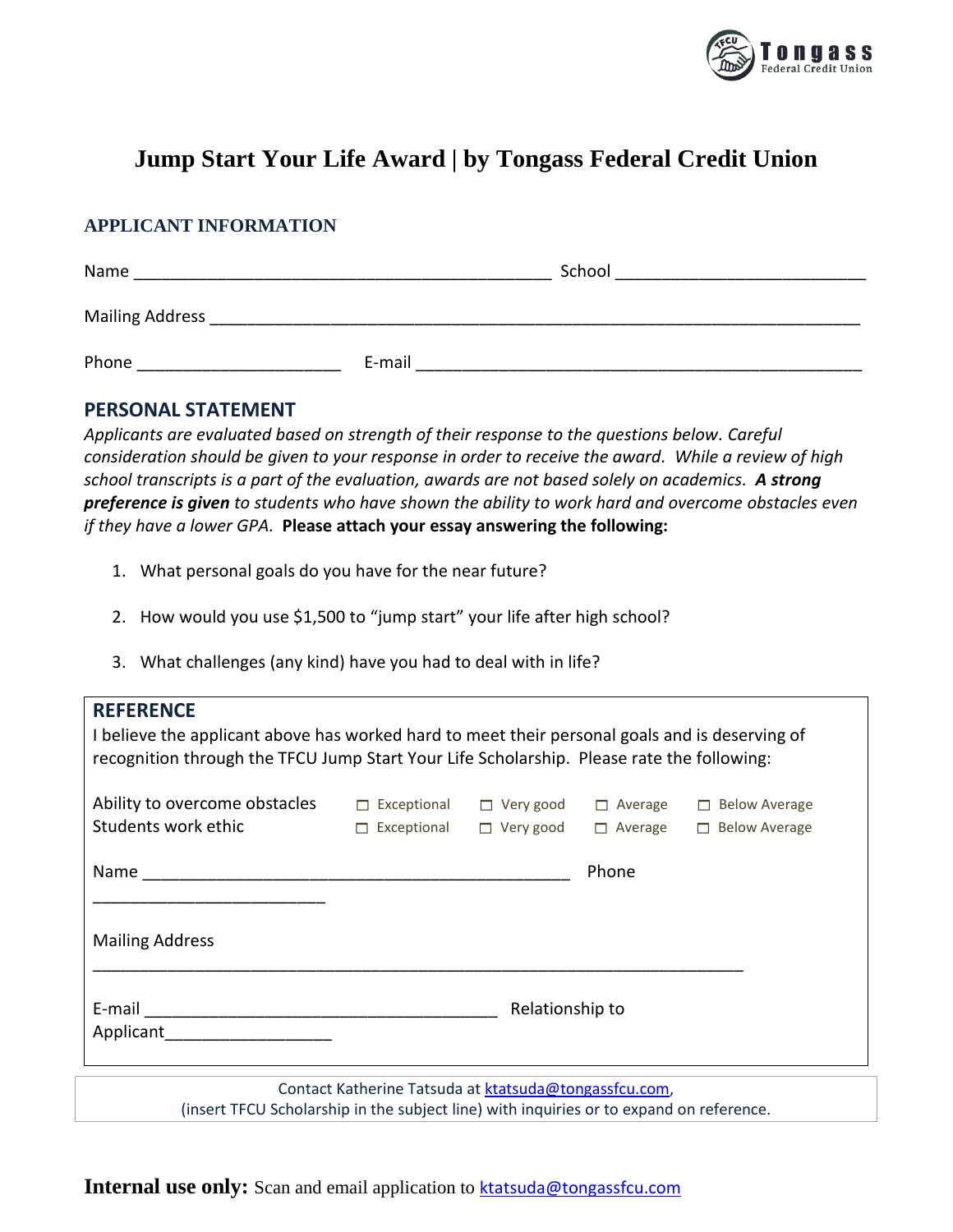# Jump Start Your Life Award | by Tongass Federal Credit Union

## APPLICANT INFORMATION

Name _______________________________________________ School ____________________________

Mailing Address _________________________________________________________________________

Phone ______________________ E-mail _________________________________________________

## PERSONAL STATEMENT

*Applicants are evaluated based on strength of their response to the questions below. Careful consideration should be given to your response in order to receive the award. While a review of high school transcripts is a part of the evaluation, awards are not based solely on academics.* ***A strong preference is given*** *to students who have shown the ability to work hard and overcome obstacles even if they have a lower GPA.* **Please attach your essay answering the following:**

1. What personal goals do you have for the near future?
2. How would you use $1,500 to "jump start" your life after high school?
3. What challenges (any kind) have you had to deal with in life?

## REFERENCE

I believe the applicant above has worked hard to meet their personal goals and is deserving of recognition through the TFCU Jump Start Your Life Scholarship. Please rate the following:

| | | | | |
|---|---|---|---|---|
| Ability to overcome obstacles | ☐ Exceptional | ☐ Very good | ☐ Average | ☐ Below Average |
| Students work ethic | ☐ Exceptional | ☐ Very good | ☐ Average | ☐ Below Average |

Name _______________________________________________ Phone _________________________

Mailing Address _________________________________________________________________________

E-mail ________________________________________ Relationship to Applicant__________________

Contact Katherine Tatsuda at ktatsuda@tongassfcu.com,
(insert TFCU Scholarship in the subject line) with inquiries or to expand on reference.

**Internal use only:** Scan and email application to ktatsuda@tongassfcu.com